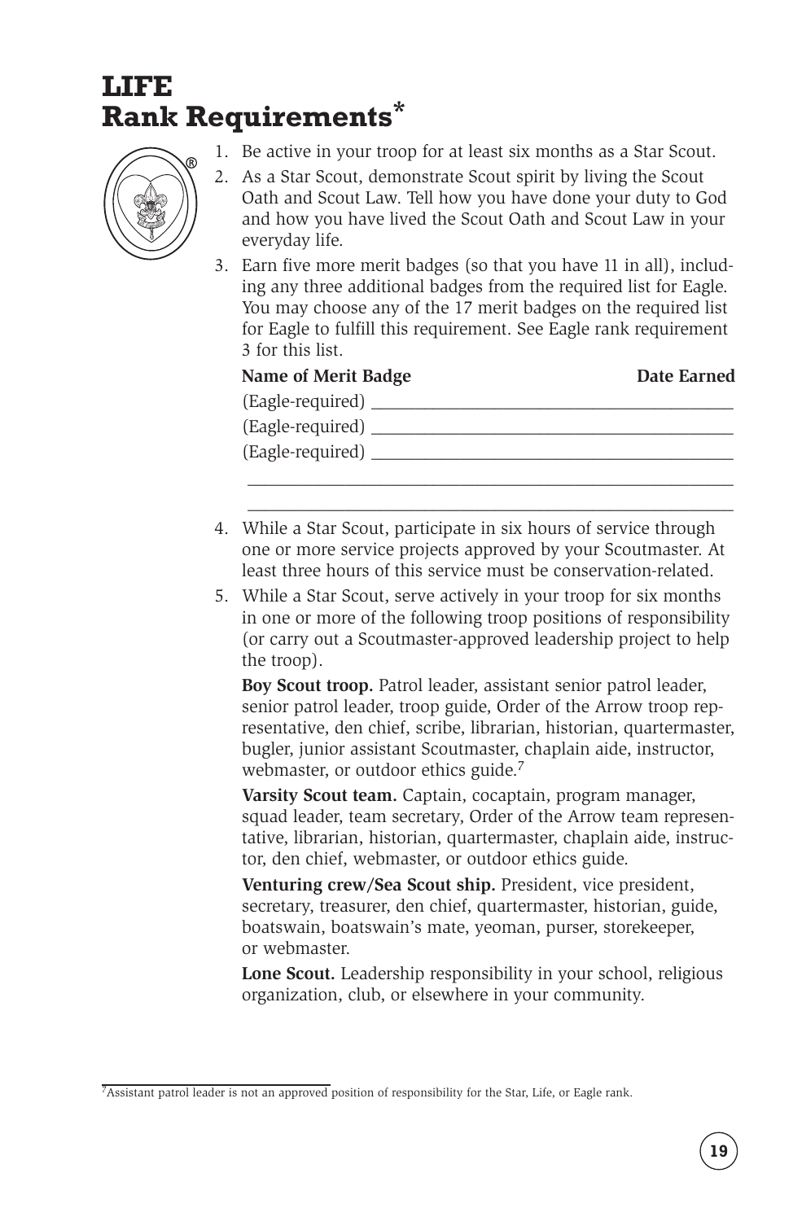# LIFE Rank Requirements*

1. Be active in your troop for at least six months as a Star Scout.
2. As a Star Scout, demonstrate Scout spirit by living the Scout Oath and Scout Law. Tell how you have done your duty to God and how you have lived the Scout Oath and Scout Law in your everyday life.
3. Earn five more merit badges (so that you have 11 in all), including any three additional badges from the required list for Eagle. You may choose any of the 17 merit badges on the required list for Eagle to fulfill this requirement. See Eagle rank requirement 3 for this list.

   **Name of Merit Badge** **Date Earned**

   (Eagle-required) ________________________________________

   (Eagle-required) ________________________________________

   (Eagle-required) ________________________________________

   ________________________________________________________

   ________________________________________________________

4. While a Star Scout, participate in six hours of service through one or more service projects approved by your Scoutmaster. At least three hours of this service must be conservation-related.
5. While a Star Scout, serve actively in your troop for six months in one or more of the following troop positions of responsibility (or carry out a Scoutmaster-approved leadership project to help the troop).

   **Boy Scout troop.** Patrol leader, assistant senior patrol leader, senior patrol leader, troop guide, Order of the Arrow troop representative, den chief, scribe, librarian, historian, quartermaster, bugler, junior assistant Scoutmaster, chaplain aide, instructor, webmaster, or outdoor ethics guide.[7]

   **Varsity Scout team.** Captain, cocaptain, program manager, squad leader, team secretary, Order of the Arrow team representative, librarian, historian, quartermaster, chaplain aide, instructor, den chief, webmaster, or outdoor ethics guide.

   **Venturing crew/Sea Scout ship.** President, vice president, secretary, treasurer, den chief, quartermaster, historian, guide, boatswain, boatswain's mate, yeoman, purser, storekeeper, or webmaster.

   **Lone Scout.** Leadership responsibility in your school, religious organization, club, or elsewhere in your community.

[7] Assistant patrol leader is not an approved position of responsibility for the Star, Life, or Eagle rank.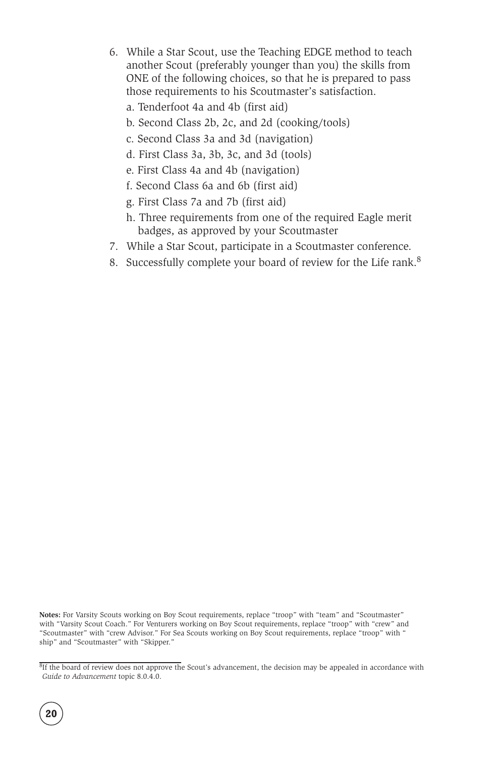6. While a Star Scout, use the Teaching EDGE method to teach another Scout (preferably younger than you) the skills from ONE of the following choices, so that he is prepared to pass those requirements to his Scoutmaster's satisfaction.
   a. Tenderfoot 4a and 4b (first aid)
   b. Second Class 2b, 2c, and 2d (cooking/tools)
   c. Second Class 3a and 3d (navigation)
   d. First Class 3a, 3b, 3c, and 3d (tools)
   e. First Class 4a and 4b (navigation)
   f. Second Class 6a and 6b (first aid)
   g. First Class 7a and 7b (first aid)
   h. Three requirements from one of the required Eagle merit badges, as approved by your Scoutmaster
7. While a Star Scout, participate in a Scoutmaster conference.
8. Successfully complete your board of review for the Life rank.[8]

**Notes:** For Varsity Scouts working on Boy Scout requirements, replace "troop" with "team" and "Scoutmaster" with "Varsity Scout Coach." For Venturers working on Boy Scout requirements, replace "troop" with "crew" and "Scoutmaster" with "crew Advisor." For Sea Scouts working on Boy Scout requirements, replace "troop" with " ship" and "Scoutmaster" with "Skipper."

[8]If the board of review does not approve the Scout's advancement, the decision may be appealed in accordance with *Guide to Advancement* topic 8.0.4.0.